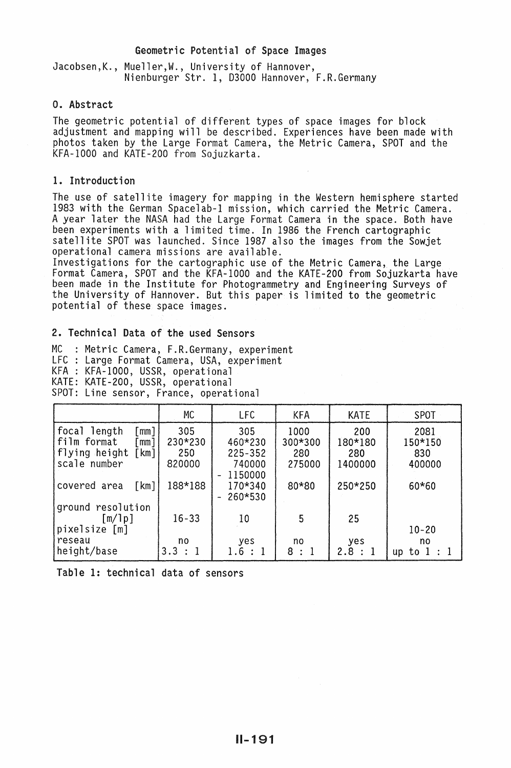# Geometric Potential of Space Images

Jacobsen,K., Mueller,W., University of Hannover,
Nienburger Str. 1, D3000 Hannover, F.R.Germany

## 0. Abstract

The geometric potential of different types of space images for block adjustment and mapping will be described. Experiences have been made with photos taken by the Large Format Camera, the Metric Camera, SPOT and the KFA-1000 and KATE-200 from Sojuzkarta.

## 1. Introduction

The use of satellite imagery for mapping in the Western hemisphere started 1983 with the German Spacelab-1 mission, which carried the Metric Camera. A year later the NASA had the Large Format Camera in the space. Both have been experiments with a limited time. In 1986 the French cartographic satellite SPOT was launched. Since 1987 also the images from the Sowjet operational camera missions are available.
Investigations for the cartographic use of the Metric Camera, the Large Format Camera, SPOT and the KFA-1000 and the KATE-200 from Sojuzkarta have been made in the Institute for Photogrammetry and Engineering Surveys of the University of Hannover. But this paper is limited to the geometric potential of these space images.

## 2. Technical Data of the used Sensors

MC : Metric Camera, F.R.Germany, experiment
LFC : Large Format Camera, USA, experiment
KFA : KFA-1000, USSR, operational
KATE: KATE-200, USSR, operational
SPOT: Line sensor, France, operational

| | MC | LFC | KFA | KATE | SPOT |
|---|---|---|---|---|---|
| focal length [mm] | 305 | 305 | 1000 | 200 | 2081 |
| film format [mm] | 230*230 | 460*230 | 300*300 | 180*180 | 150*150 |
| flying height [km] | 250 | 225-352 | 280 | 280 | 830 |
| scale number | 820000 | 740000 - 1150000 | 275000 | 1400000 | 400000 |
| covered area [km] | 188*188 | 170*340 - 260*530 | 80*80 | 250*250 | 60*60 |
| ground resolution [m/lp] | 16-33 | 10 | 5 | 25 | |
| pixelsize [m] | | | | | 10-20 |
| reseau | no | yes | no | yes | no |
| height/base | 3.3 : 1 | 1.6 : 1 | 8 : 1 | 2.8 : 1 | up to 1 : 1 |

Table 1: technical data of sensors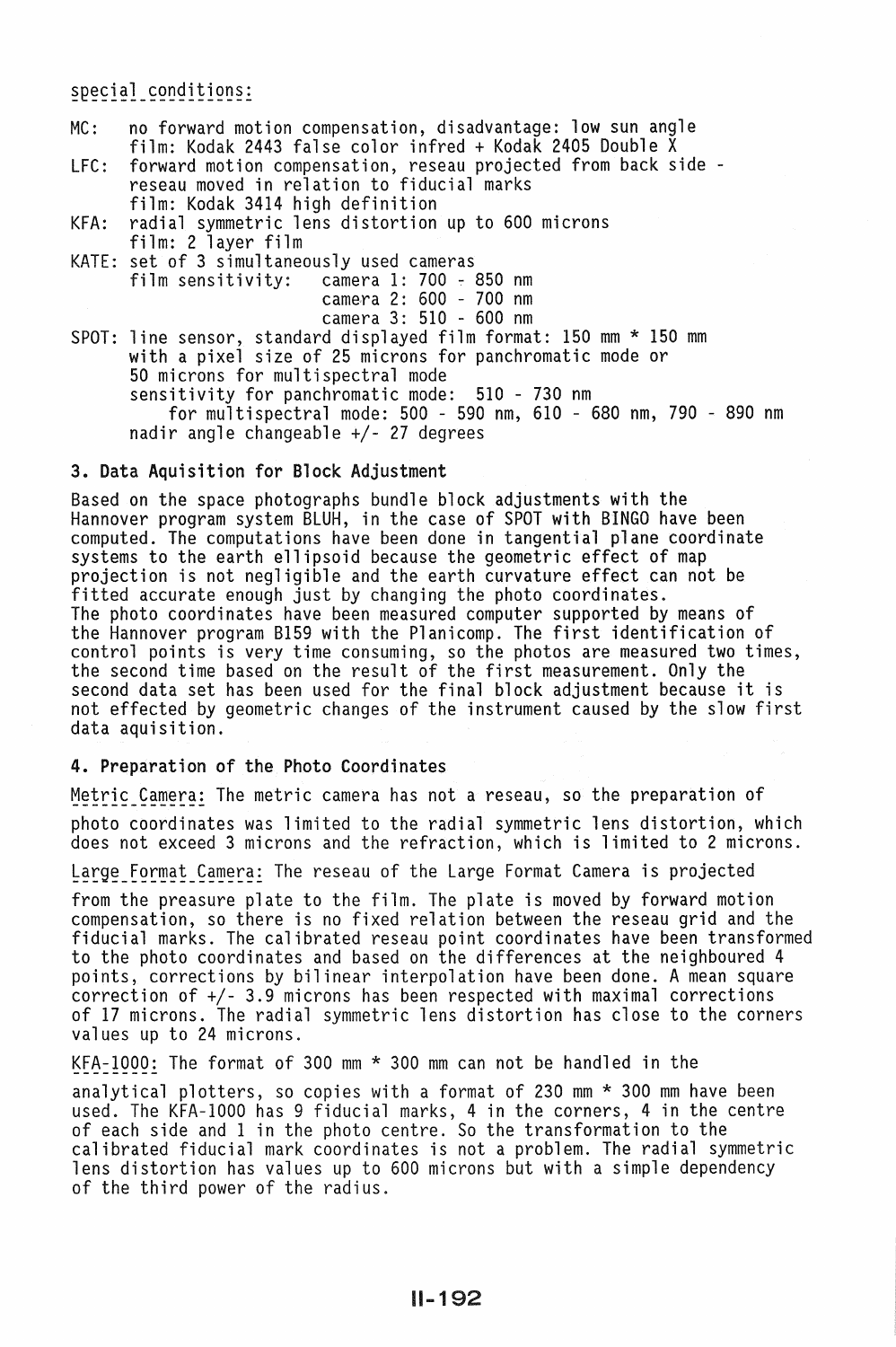special conditions:

MC: no forward motion compensation, disadvantage: low sun angle
film: Kodak 2443 false color infred + Kodak 2405 Double X

LFC: forward motion compensation, reseau projected from back side - reseau moved in relation to fiducial marks
film: Kodak 3414 high definition

KFA: radial symmetric lens distortion up to 600 microns
film: 2 layer film

KATE: set of 3 simultaneously used cameras
film sensitivity: camera 1: 700 - 850 nm
camera 2: 600 - 700 nm
camera 3: 510 - 600 nm

SPOT: line sensor, standard displayed film format: 150 mm * 150 mm with a pixel size of 25 microns for panchromatic mode or 50 microns for multispectral mode
sensitivity for panchromatic mode: 510 - 730 nm
for multispectral mode: 500 - 590 nm, 610 - 680 nm, 790 - 890 nm
nadir angle changeable +/- 27 degrees

## 3. Data Aquisition for Block Adjustment

Based on the space photographs bundle block adjustments with the Hannover program system BLUH, in the case of SPOT with BINGO have been computed. The computations have been done in tangential plane coordinate systems to the earth ellipsoid because the geometric effect of map projection is not negligible and the earth curvature effect can not be fitted accurate enough just by changing the photo coordinates.
The photo coordinates have been measured computer supported by means of the Hannover program B159 with the Planicomp. The first identification of control points is very time consuming, so the photos are measured two times, the second time based on the result of the first measurement. Only the second data set has been used for the final block adjustment because it is not effected by geometric changes of the instrument caused by the slow first data aquisition.

## 4. Preparation of the Photo Coordinates

Metric Camera: The metric camera has not a reseau, so the preparation of photo coordinates was limited to the radial symmetric lens distortion, which does not exceed 3 microns and the refraction, which is limited to 2 microns.

Large Format Camera: The reseau of the Large Format Camera is projected from the preasure plate to the film. The plate is moved by forward motion compensation, so there is no fixed relation between the reseau grid and the fiducial marks. The calibrated reseau point coordinates have been transformed to the photo coordinates and based on the differences at the neighboured 4 points, corrections by bilinear interpolation have been done. A mean square correction of +/- 3.9 microns has been respected with maximal corrections of 17 microns. The radial symmetric lens distortion has close to the corners values up to 24 microns.

KFA-1000: The format of 300 mm * 300 mm can not be handled in the analytical plotters, so copies with a format of 230 mm * 300 mm have been used. The KFA-1000 has 9 fiducial marks, 4 in the corners, 4 in the centre of each side and 1 in the photo centre. So the transformation to the calibrated fiducial mark coordinates is not a problem. The radial symmetric lens distortion has values up to 600 microns but with a simple dependency of the third power of the radius.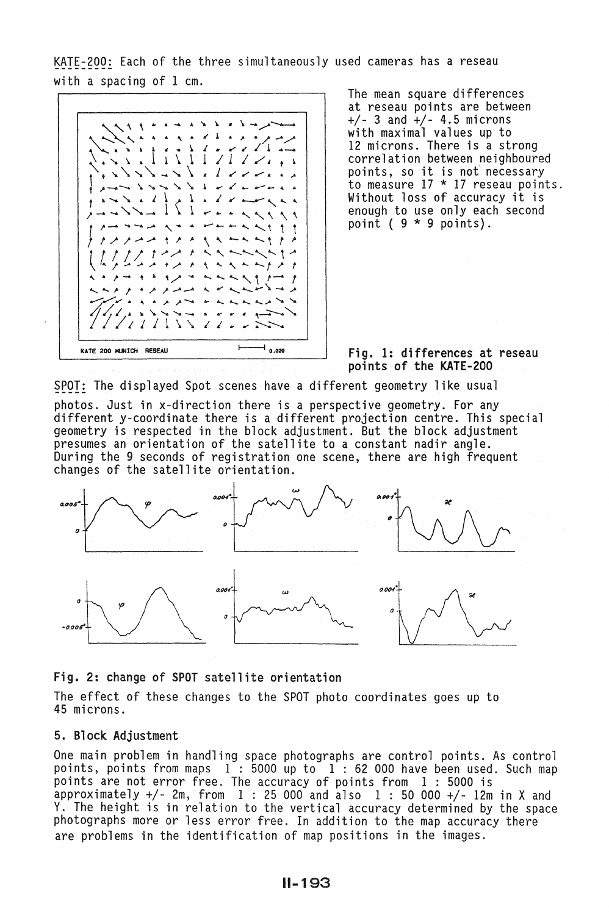KATE-200: Each of the three simultaneously used cameras has a reseau with a spacing of 1 cm.

The mean square differences at reseau points are between +/- 3 and +/- 4.5 microns with maximal values up to 12 microns. There is a strong correlation between neighboured points, so it is not necessary to measure 17 * 17 reseau points. Without loss of accuracy it is enough to use only each second point ( 9 * 9 points).

**Fig. 1: differences at reseau points of the KATE-200**

SPOT: The displayed Spot scenes have a different geometry like usual photos. Just in x-direction there is a perspective geometry. For any different y-coordinate there is a different projection centre. This special geometry is respected in the block adjustment. But the block adjustment presumes an orientation of the satellite to a constant nadir angle. During the 9 seconds of registration one scene, there are high frequent changes of the satellite orientation.

**Fig. 2: change of SPOT satellite orientation**

The effect of these changes to the SPOT photo coordinates goes up to 45 microns.

## 5. Block Adjustment

One main problem in handling space photographs are control points. As control points, points from maps 1 : 5000 up to 1 : 62 000 have been used. Such map points are not error free. The accuracy of points from 1 : 5000 is approximately +/- 2m, from 1 : 25 000 and also 1 : 50 000 +/- 12m in X and Y. The height is in relation to the vertical accuracy determined by the space photographs more or less error free. In addition to the map accuracy there are problems in the identification of map positions in the images.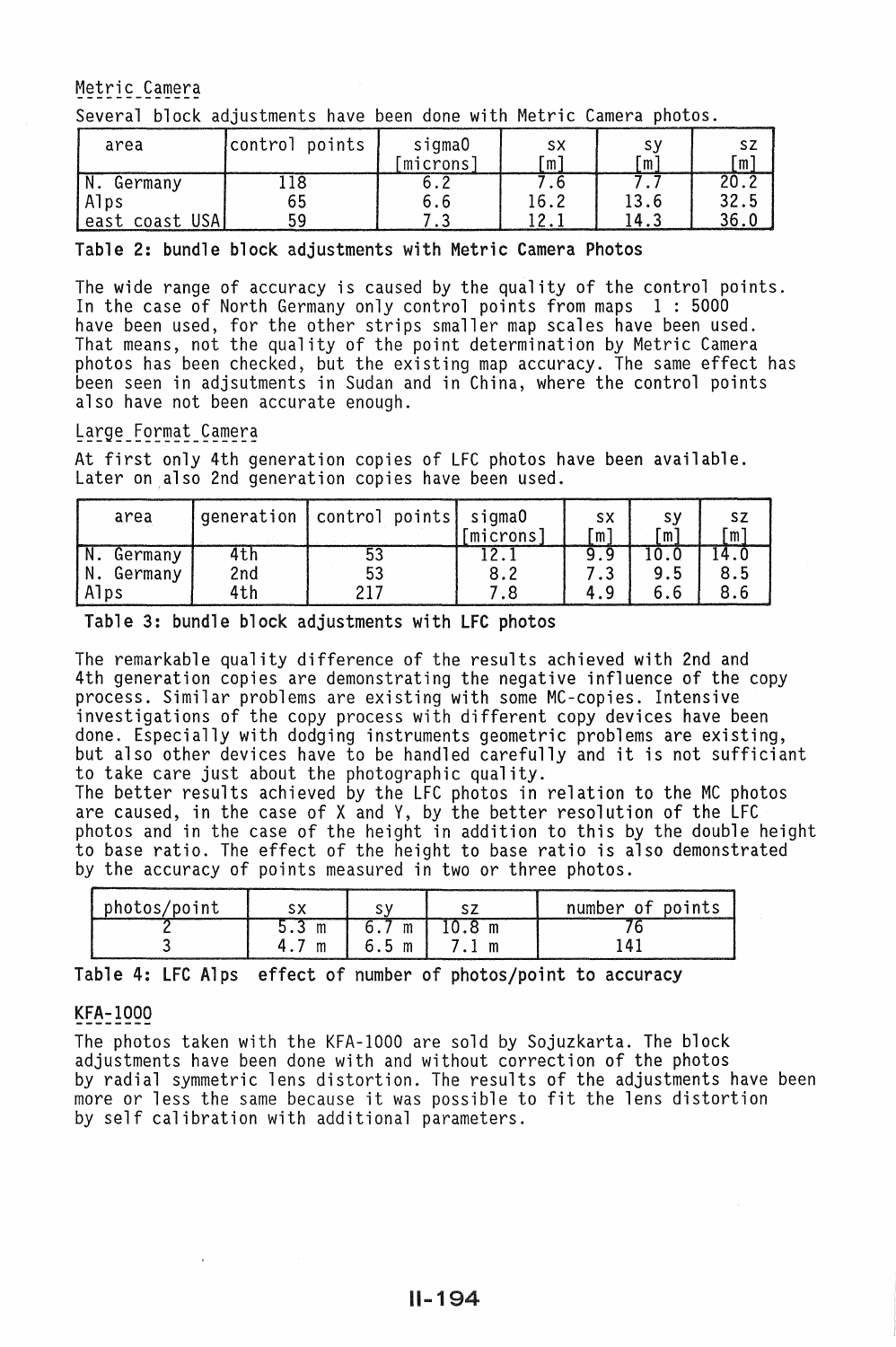## Metric Camera

Several block adjustments have been done with Metric Camera photos.

| area | control points | sigma0 [microns] | sx [m] | sy [m] | sz [m] |
|---|---|---|---|---|---|
| N. Germany | 118 | 6.2 | 7.6 | 7.7 | 20.2 |
| Alps | 65 | 6.6 | 16.2 | 13.6 | 32.5 |
| east coast USA | 59 | 7.3 | 12.1 | 14.3 | 36.0 |

**Table 2: bundle block adjustments with Metric Camera Photos**

The wide range of accuracy is caused by the quality of the control points. In the case of North Germany only control points from maps 1 : 5000 have been used, for the other strips smaller map scales have been used. That means, not the quality of the point determination by Metric Camera photos has been checked, but the existing map accuracy. The same effect has been seen in adjsutments in Sudan and in China, where the control points also have not been accurate enough.

## Large Format Camera

At first only 4th generation copies of LFC photos have been available. Later on also 2nd generation copies have been used.

| area | generation | control points | sigma0 [microns] | sx [m] | sy [m] | sz [m] |
|---|---|---|---|---|---|---|
| N. Germany | 4th | 53 | 12.1 | 9.9 | 10.0 | 14.0 |
| N. Germany | 2nd | 53 | 8.2 | 7.3 | 9.5 | 8.5 |
| Alps | 4th | 217 | 7.8 | 4.9 | 6.6 | 8.6 |

**Table 3: bundle block adjustments with LFC photos**

The remarkable quality difference of the results achieved with 2nd and 4th generation copies are demonstrating the negative influence of the copy process. Similar problems are existing with some MC-copies. Intensive investigations of the copy process with different copy devices have been done. Especially with dodging instruments geometric problems are existing, but also other devices have to be handled carefully and it is not sufficiant to take care just about the photographic quality.
The better results achieved by the LFC photos in relation to the MC photos are caused, in the case of X and Y, by the better resolution of the LFC photos and in the case of the height in addition to this by the double height to base ratio. The effect of the height to base ratio is also demonstrated by the accuracy of points measured in two or three photos.

| photos/point | sx | sy | sz | number of points |
|---|---|---|---|---|
| 2 | 5.3 m | 6.7 m | 10.8 m | 76 |
| 3 | 4.7 m | 6.5 m | 7.1 m | 141 |

**Table 4: LFC Alps effect of number of photos/point to accuracy**

## KFA-1000

The photos taken with the KFA-1000 are sold by Sojuzkarta. The block adjustments have been done with and without correction of the photos by radial symmetric lens distortion. The results of the adjustments have been more or less the same because it was possible to fit the lens distortion by self calibration with additional parameters.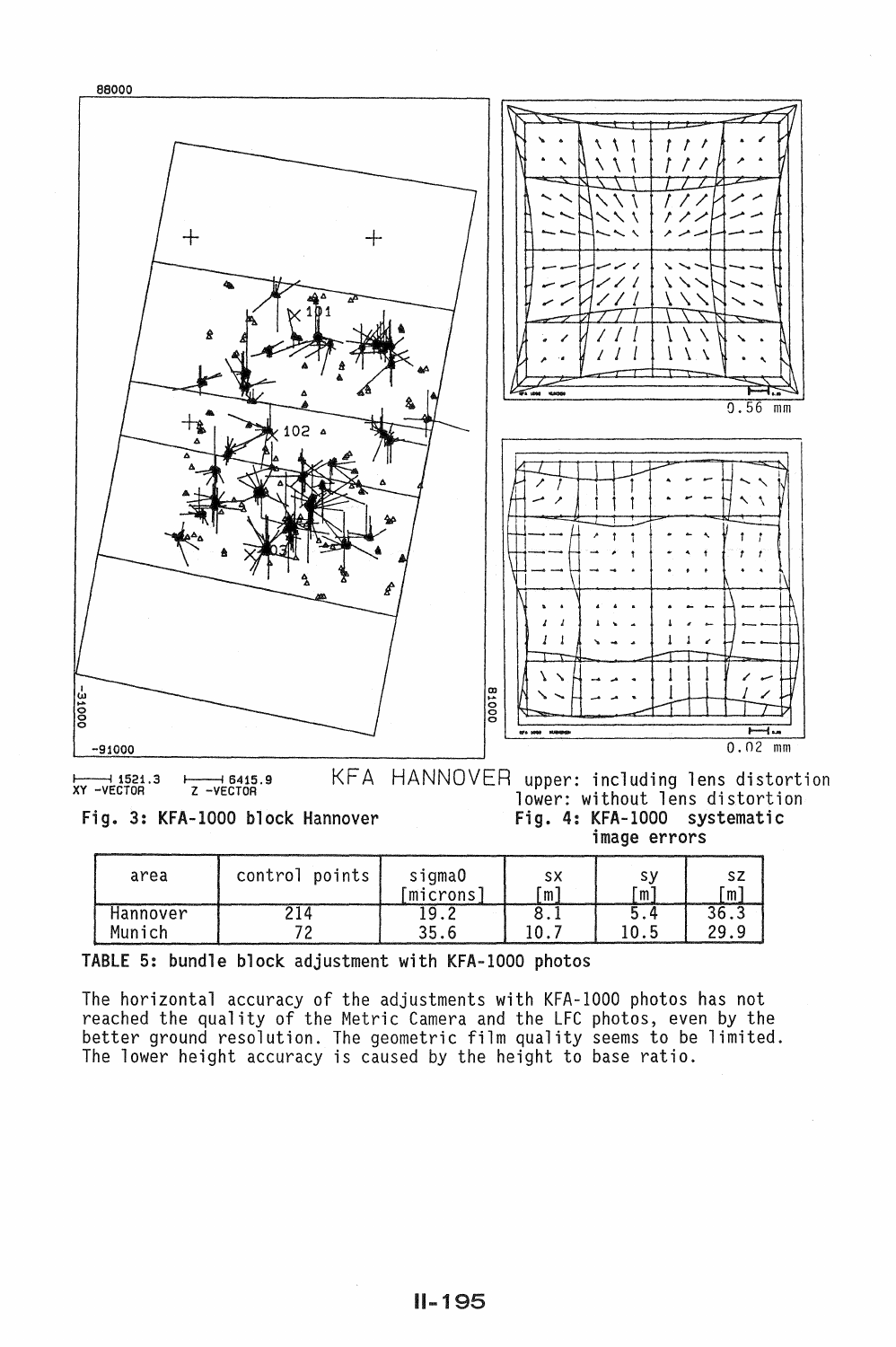Fig. 3: KFA-1000 block Hannover

upper: including lens distortion
lower: without lens distortion

Fig. 4: KFA-1000 systematic image errors

| area | control points | sigma0 [microns] | sx [m] | sy [m] | sz [m] |
|---|---|---|---|---|---|
| Hannover | 214 | 19.2 | 8.1 | 5.4 | 36.3 |
| Munich | 72 | 35.6 | 10.7 | 10.5 | 29.9 |

**TABLE 5: bundle block adjustment with KFA-1000 photos**

The horizontal accuracy of the adjustments with KFA-1000 photos has not reached the quality of the Metric Camera and the LFC photos, even by the better ground resolution. The geometric film quality seems to be limited. The lower height accuracy is caused by the height to base ratio.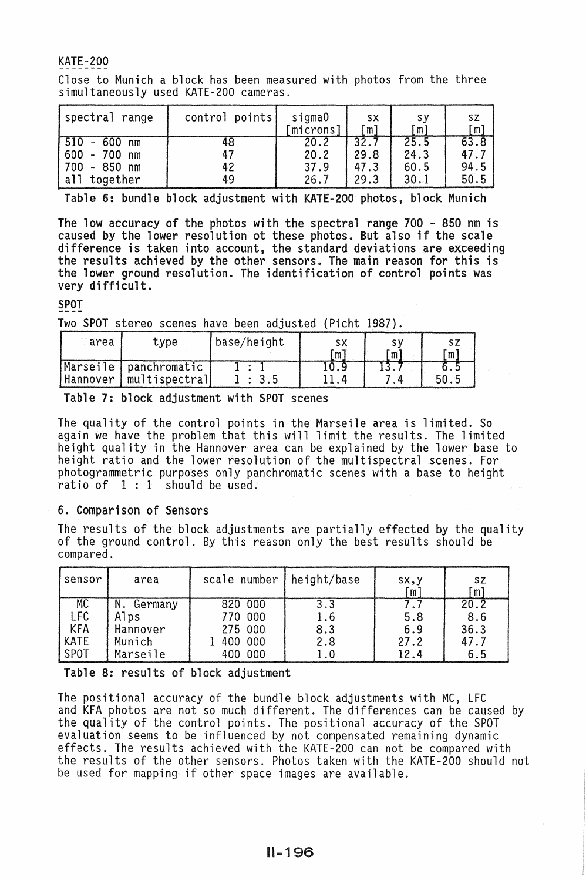### KATE-200

Close to Munich a block has been measured with photos from the three simultaneously used KATE-200 cameras.

| spectral range | control points | sigma0 [microns] | sx [m] | sy [m] | sz [m] |
|---|---|---|---|---|---|
| 510 - 600 nm | 48 | 20.2 | 32.7 | 25.5 | 63.8 |
| 600 - 700 nm | 47 | 20.2 | 29.8 | 24.3 | 47.7 |
| 700 - 850 nm | 42 | 37.9 | 47.3 | 60.5 | 94.5 |
| all together | 49 | 26.7 | 29.3 | 30.1 | 50.5 |

**Table 6: bundle block adjustment with KATE-200 photos, block Munich**

**The low accuracy of the photos with the spectral range 700 - 850 nm is caused by the lower resolution ot these photos. But also if the scale difference is taken into account, the standard deviations are exceeding the results achieved by the other sensors. The main reason for this is the lower ground resolution. The identification of control points was very difficult.**

### SPOT

Two SPOT stereo scenes have been adjusted (Picht 1987).

| area | type | base/height | sx [m] | sy [m] | sz [m] |
|---|---|---|---|---|---|
| Marseile | panchromatic | 1 : 1 | 10.9 | 13.7 | 6.5 |
| Hannover | multispectral | 1 : 3.5 | 11.4 | 7.4 | 50.5 |

**Table 7: block adjustment with SPOT scenes**

The quality of the control points in the Marseile area is limited. So again we have the problem that this will limit the results. The limited height quality in the Hannover area can be explained by the lower base to height ratio and the lower resolution of the multispectral scenes. For photogrammetric purposes only panchromatic scenes with a base to height ratio of 1 : 1 should be used.

## 6. Comparison of Sensors

The results of the block adjustments are partially effected by the quality of the ground control. By this reason only the best results should be compared.

| sensor | area | scale number | height/base | sx,y [m] | sz [m] |
|---|---|---|---|---|---|
| MC | N. Germany | 820 000 | 3.3 | 7.7 | 20.2 |
| LFC | Alps | 770 000 | 1.6 | 5.8 | 8.6 |
| KFA | Hannover | 275 000 | 8.3 | 6.9 | 36.3 |
| KATE | Munich | 1 400 000 | 2.8 | 27.2 | 47.7 |
| SPOT | Marseile | 400 000 | 1.0 | 12.4 | 6.5 |

**Table 8: results of block adjustment**

The positional accuracy of the bundle block adjustments with MC, LFC and KFA photos are not so much different. The differences can be caused by the quality of the control points. The positional accuracy of the SPOT evaluation seems to be influenced by not compensated remaining dynamic effects. The results achieved with the KATE-200 can not be compared with the results of the other sensors. Photos taken with the KATE-200 should not be used for mapping if other space images are available.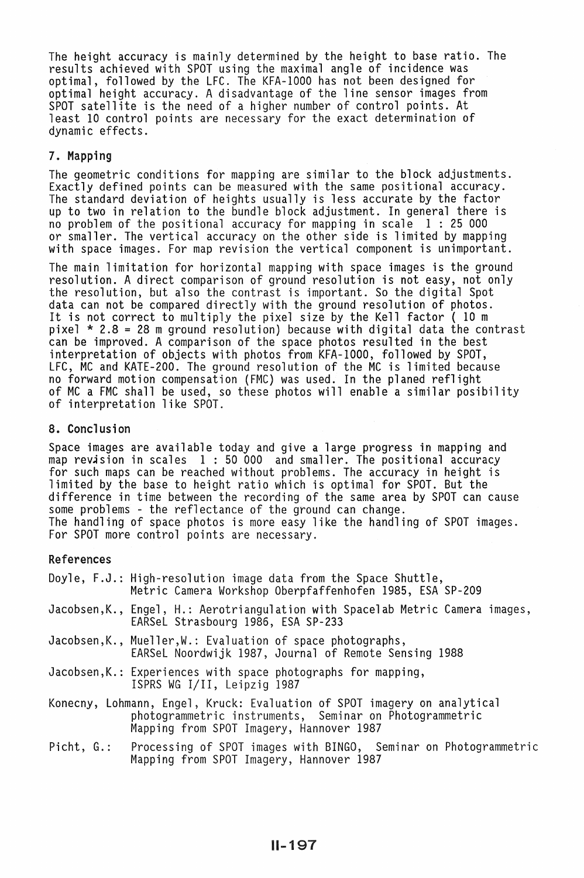The height accuracy is mainly determined by the height to base ratio. The results achieved with SPOT using the maximal angle of incidence was optimal, followed by the LFC. The KFA-1000 has not been designed for optimal height accuracy. A disadvantage of the line sensor images from SPOT satellite is the need of a higher number of control points. At least 10 control points are necessary for the exact determination of dynamic effects.

## 7. Mapping

The geometric conditions for mapping are similar to the block adjustments. Exactly defined points can be measured with the same positional accuracy. The standard deviation of heights usually is less accurate by the factor up to two in relation to the bundle block adjustment. In general there is no problem of the positional accuracy for mapping in scale 1 : 25 000 or smaller. The vertical accuracy on the other side is limited by mapping with space images. For map revision the vertical component is unimportant.

The main limitation for horizontal mapping with space images is the ground resolution. A direct comparison of ground resolution is not easy, not only the resolution, but also the contrast is important. So the digital Spot data can not be compared directly with the ground resolution of photos. It is not correct to multiply the pixel size by the Kell factor ( 10 m pixel * 2.8 = 28 m ground resolution) because with digital data the contrast can be improved. A comparison of the space photos resulted in the best interpretation of objects with photos from KFA-1000, followed by SPOT, LFC, MC and KATE-200. The ground resolution of the MC is limited because no forward motion compensation (FMC) was used. In the planed reflight of MC a FMC shall be used, so these photos will enable a similar posibility of interpretation like SPOT.

## 8. Conclusion

Space images are available today and give a large progress in mapping and map revision in scales 1 : 50 000 and smaller. The positional accuracy for such maps can be reached without problems. The accuracy in height is limited by the base to height ratio which is optimal for SPOT. But the difference in time between the recording of the same area by SPOT can cause some problems - the reflectance of the ground can change.
The handling of space photos is more easy like the handling of SPOT images. For SPOT more control points are necessary.

## References

Doyle, F.J.: High-resolution image data from the Space Shuttle, Metric Camera Workshop Oberpfaffenhofen 1985, ESA SP-209

Jacobsen,K., Engel, H.: Aerotriangulation with Spacelab Metric Camera images, EARSeL Strasbourg 1986, ESA SP-233

Jacobsen,K., Mueller,W.: Evaluation of space photographs, EARSeL Noordwijk 1987, Journal of Remote Sensing 1988

Jacobsen,K.: Experiences with space photographs for mapping, ISPRS WG I/II, Leipzig 1987

Konecny, Lohmann, Engel, Kruck: Evaluation of SPOT imagery on analytical photogrammetric instruments, Seminar on Photogrammetric Mapping from SPOT Imagery, Hannover 1987

Picht, G.: Processing of SPOT images with BINGO, Seminar on Photogrammetric Mapping from SPOT Imagery, Hannover 1987